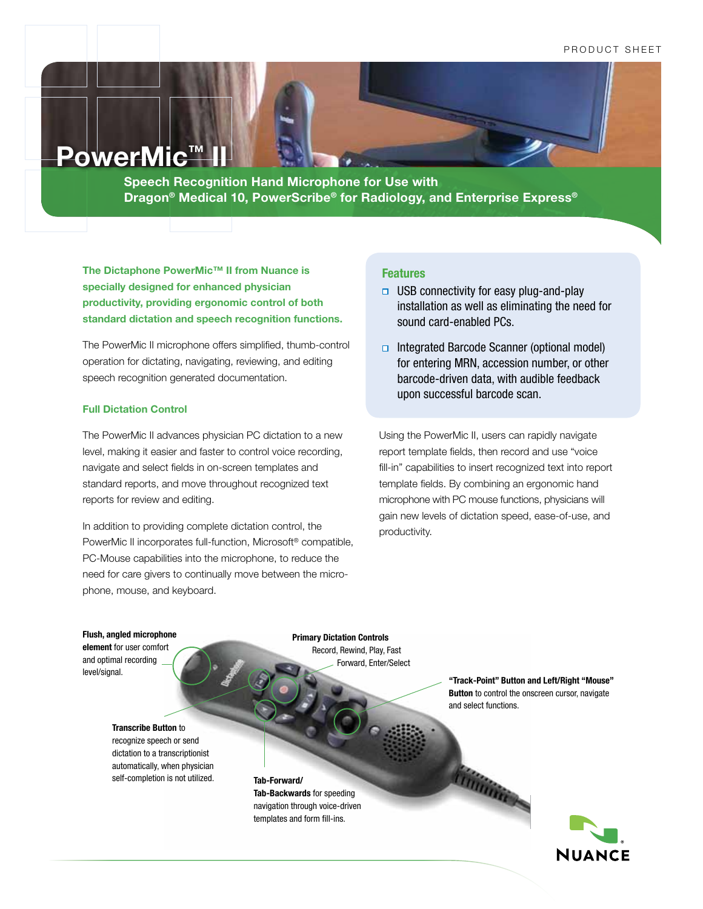PRODUCT SHEET

# PowerMic™ II

## Speech Recognition Hand Microphone for Use with Dragon® Medical 10, PowerScribe® for Radiology, and Enterprise Express®

**The Dictaphone PowerMic™ II from Nuance is specially designed for enhanced physician productivity, providing ergonomic control of both standard dictation and speech recognition functions.**

The PowerMic II microphone offers simplified, thumb-control operation for dictating, navigating, reviewing, and editing speech recognition generated documentation.

### Full Dictation Control

The PowerMic II advances physician PC dictation to a new level, making it easier and faster to control voice recording, navigate and select fields in on-screen templates and standard reports, and move throughout recognized text reports for review and editing.

In addition to providing complete dictation control, the PowerMic II incorporates full-function, Microsoft® compatible, PC-Mouse capabilities into the microphone, to reduce the need for care givers to continually move between the micro-phone, mouse, and keyboard.

### Features

- USB connectivity for easy plug-and-play installation as well as eliminating the need for sound card-enabled PCs.
- Integrated Barcode Scanner (optional model) for entering MRN, accession number, or other barcode-driven data, with audible feedback upon successful barcode scan.

Using the PowerMic II, users can rapidly navigate report template fields, then record and use "voice fill-in" capabilities to insert recognized text into report template fields. By combining an ergonomic hand microphone with PC mouse functions, physicians will gain new levels of dictation speed, ease-of-use, and productivity.

**Flush, angled microphone element** for user comfort and optimal recording level/signal.

**Primary Dictation Controls** Record, Rewind, Play, Fast Forward, Enter/Select

**"Track-Point" Button and Left/Right "Mouse" Button** to control the onscreen cursor, navigate and select functions.

**Transcribe Button** to recognize speech or send dictation to a transcriptionist automatically, when physician self-completion is not utilized.

**Tab-Forward/ Tab-Backwards** for speeding navigation through voice-driven templates and form fill-ins.

NUANCE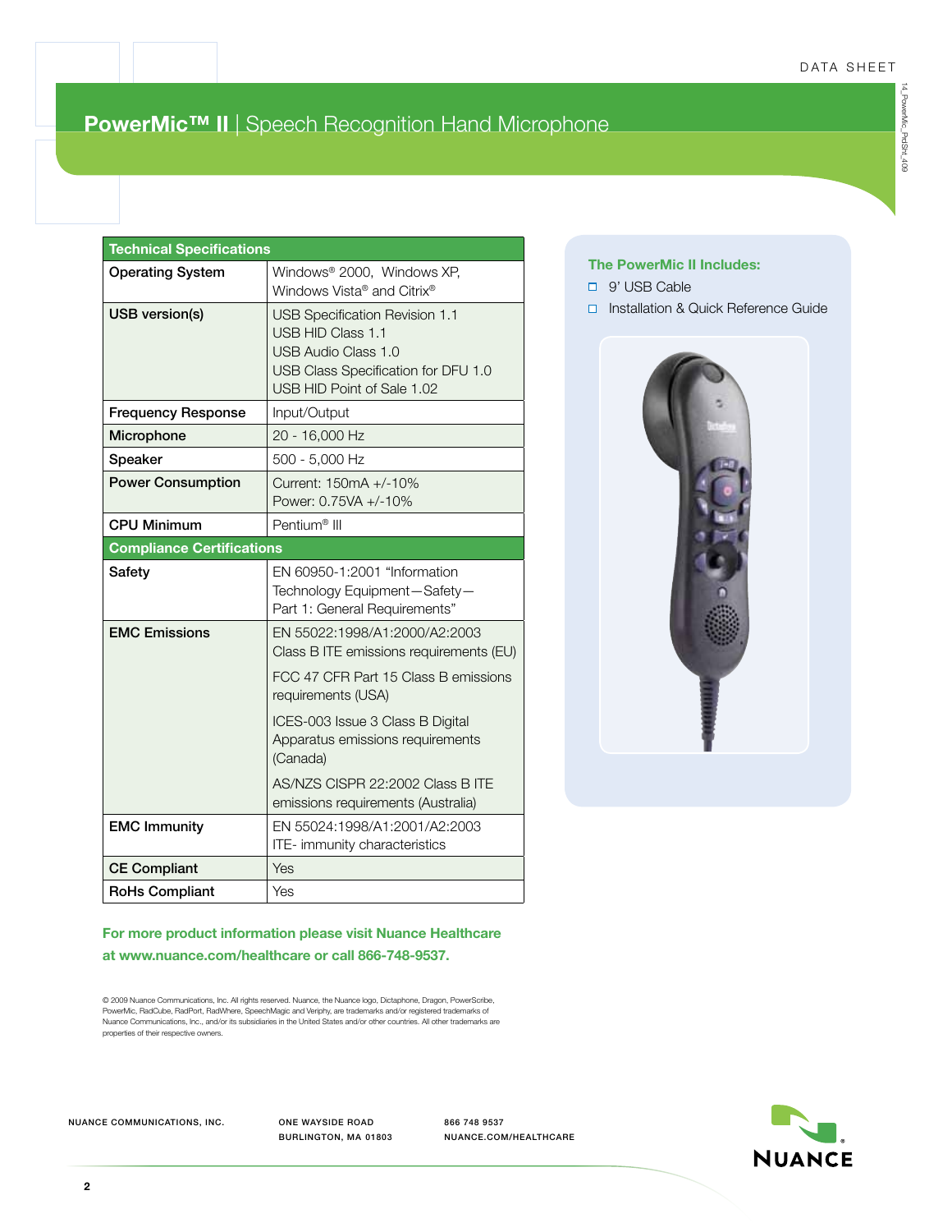DATA SHEET

# PowerMic™ II | Speech Recognition Hand Microphone

| Technical Specifications | |
|---|---|
| Operating System | Windows® 2000, Windows XP, Windows Vista® and Citrix® |
| USB version(s) | USB Specification Revision 1.1<br>USB HID Class 1.1<br>USB Audio Class 1.0<br>USB Class Specification for DFU 1.0<br>USB HID Point of Sale 1.02 |
| Frequency Response | Input/Output |
| Microphone | 20 - 16,000 Hz |
| Speaker | 500 - 5,000 Hz |
| Power Consumption | Current: 150mA +/-10%<br>Power: 0.75VA +/-10% |
| CPU Minimum | Pentium® III |
| **Compliance Certifications** | |
| Safety | EN 60950-1:2001 "Information Technology Equipment—Safety—Part 1: General Requirements" |
| EMC Emissions | EN 55022:1998/A1:2000/A2:2003 Class B ITE emissions requirements (EU)<br>FCC 47 CFR Part 15 Class B emissions requirements (USA)<br>ICES-003 Issue 3 Class B Digital Apparatus emissions requirements (Canada)<br>AS/NZS CISPR 22:2002 Class B ITE emissions requirements (Australia) |
| EMC Immunity | EN 55024:1998/A1:2001/A2:2003 ITE- immunity characteristics |
| CE Compliant | Yes |
| RoHs Compliant | Yes |

### The PowerMic II Includes:

- 9' USB Cable
- Installation & Quick Reference Guide

**For more product information please visit Nuance Healthcare at www.nuance.com/healthcare or call 866-748-9537.**

© 2009 Nuance Communications, Inc. All rights reserved. Nuance, the Nuance logo, Dictaphone, Dragon, PowerScribe, PowerMic, RadCube, RadPort, RadWhere, SpeechMagic and Veriphy, are trademarks and/or registered trademarks of Nuance Communications, Inc., and/or its subsidiaries in the United States and/or other countries. All other trademarks are properties of their respective owners.

NUANCE COMMUNICATIONS, INC.

ONE WAYSIDE ROAD
BURLINGTON, MA 01803

866 748 9537
NUANCE.COM/HEALTHCARE